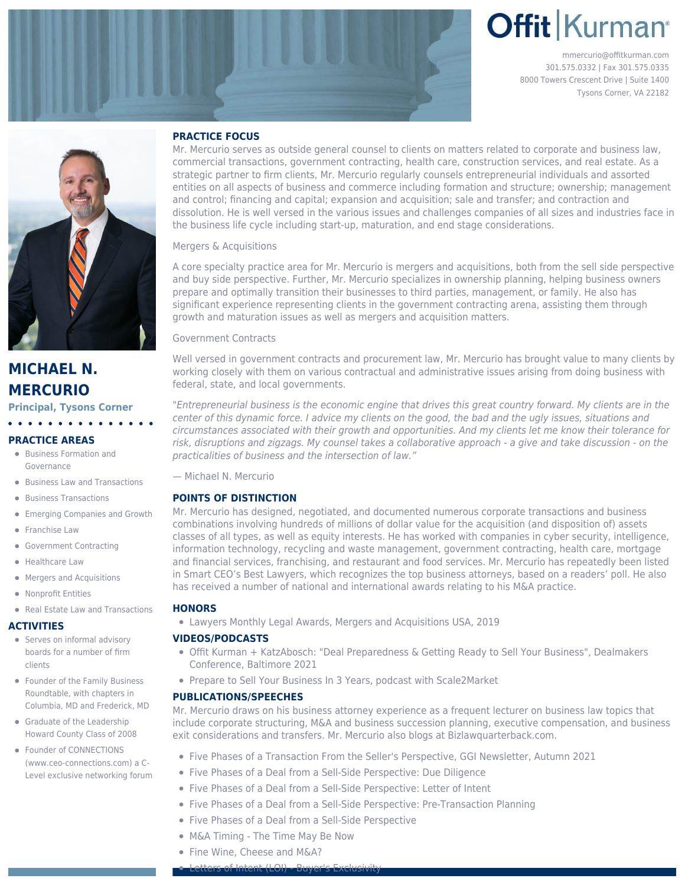# Offit | Kurman

mmercurio@offitkurman.com
301.575.0332 | Fax 301.575.0335
8000 Towers Crescent Drive | Suite 1400
Tysons Corner, VA 22182

## MICHAEL N. MERCURIO

**Principal, Tysons Corner**

### PRACTICE AREAS

- Business Formation and Governance
- Business Law and Transactions
- Business Transactions
- Emerging Companies and Growth
- Franchise Law
- Government Contracting
- Healthcare Law
- Mergers and Acquisitions
- Nonprofit Entities
- Real Estate Law and Transactions

### ACTIVITIES

- Serves on informal advisory boards for a number of firm clients
- Founder of the Family Business Roundtable, with chapters in Columbia, MD and Frederick, MD
- Graduate of the Leadership Howard County Class of 2008
- Founder of CONNECTIONS (www.ceo-connections.com) a C-Level exclusive networking forum

### PRACTICE FOCUS

Mr. Mercurio serves as outside general counsel to clients on matters related to corporate and business law, commercial transactions, government contracting, health care, construction services, and real estate. As a strategic partner to firm clients, Mr. Mercurio regularly counsels entrepreneurial individuals and assorted entities on all aspects of business and commerce including formation and structure; ownership; management and control; financing and capital; expansion and acquisition; sale and transfer; and contraction and dissolution. He is well versed in the various issues and challenges companies of all sizes and industries face in the business life cycle including start-up, maturation, and end stage considerations.

Mergers & Acquisitions

A core specialty practice area for Mr. Mercurio is mergers and acquisitions, both from the sell side perspective and buy side perspective. Further, Mr. Mercurio specializes in ownership planning, helping business owners prepare and optimally transition their businesses to third parties, management, or family. He also has significant experience representing clients in the government contracting arena, assisting them through growth and maturation issues as well as mergers and acquisition matters.

Government Contracts

Well versed in government contracts and procurement law, Mr. Mercurio has brought value to many clients by working closely with them on various contractual and administrative issues arising from doing business with federal, state, and local governments.

"*Entrepreneurial business is the economic engine that drives this great country forward. My clients are in the center of this dynamic force. I advice my clients on the good, the bad and the ugly issues, situations and circumstances associated with their growth and opportunities. And my clients let me know their tolerance for risk, disruptions and zigzags. My counsel takes a collaborative approach - a give and take discussion - on the practicalities of business and the intersection of law.*"

— Michael N. Mercurio

### POINTS OF DISTINCTION

Mr. Mercurio has designed, negotiated, and documented numerous corporate transactions and business combinations involving hundreds of millions of dollar value for the acquisition (and disposition of) assets classes of all types, as well as equity interests. He has worked with companies in cyber security, intelligence, information technology, recycling and waste management, government contracting, health care, mortgage and financial services, franchising, and restaurant and food services. Mr. Mercurio has repeatedly been listed in Smart CEO's Best Lawyers, which recognizes the top business attorneys, based on a readers' poll. He also has received a number of national and international awards relating to his M&A practice.

### HONORS

- Lawyers Monthly Legal Awards, Mergers and Acquisitions USA, 2019

### VIDEOS/PODCASTS

- Offit Kurman + KatzAbosch: "Deal Preparedness & Getting Ready to Sell Your Business", Dealmakers Conference, Baltimore 2021
- Prepare to Sell Your Business In 3 Years, podcast with Scale2Market

### PUBLICATIONS/SPEECHES

Mr. Mercurio draws on his business attorney experience as a frequent lecturer on business law topics that include corporate structuring, M&A and business succession planning, executive compensation, and business exit considerations and transfers. Mr. Mercurio also blogs at Bizlawquarterback.com.

- Five Phases of a Transaction From the Seller's Perspective, GGI Newsletter, Autumn 2021
- Five Phases of a Deal from a Sell-Side Perspective: Due Diligence
- Five Phases of a Deal from a Sell-Side Perspective: Letter of Intent
- Five Phases of a Deal from a Sell-Side Perspective: Pre-Transaction Planning
- Five Phases of a Deal from a Sell-Side Perspective
- M&A Timing - The Time May Be Now
- Fine Wine, Cheese and M&A?
- Letters of Intent (LOI) - Buyer's Exclusivity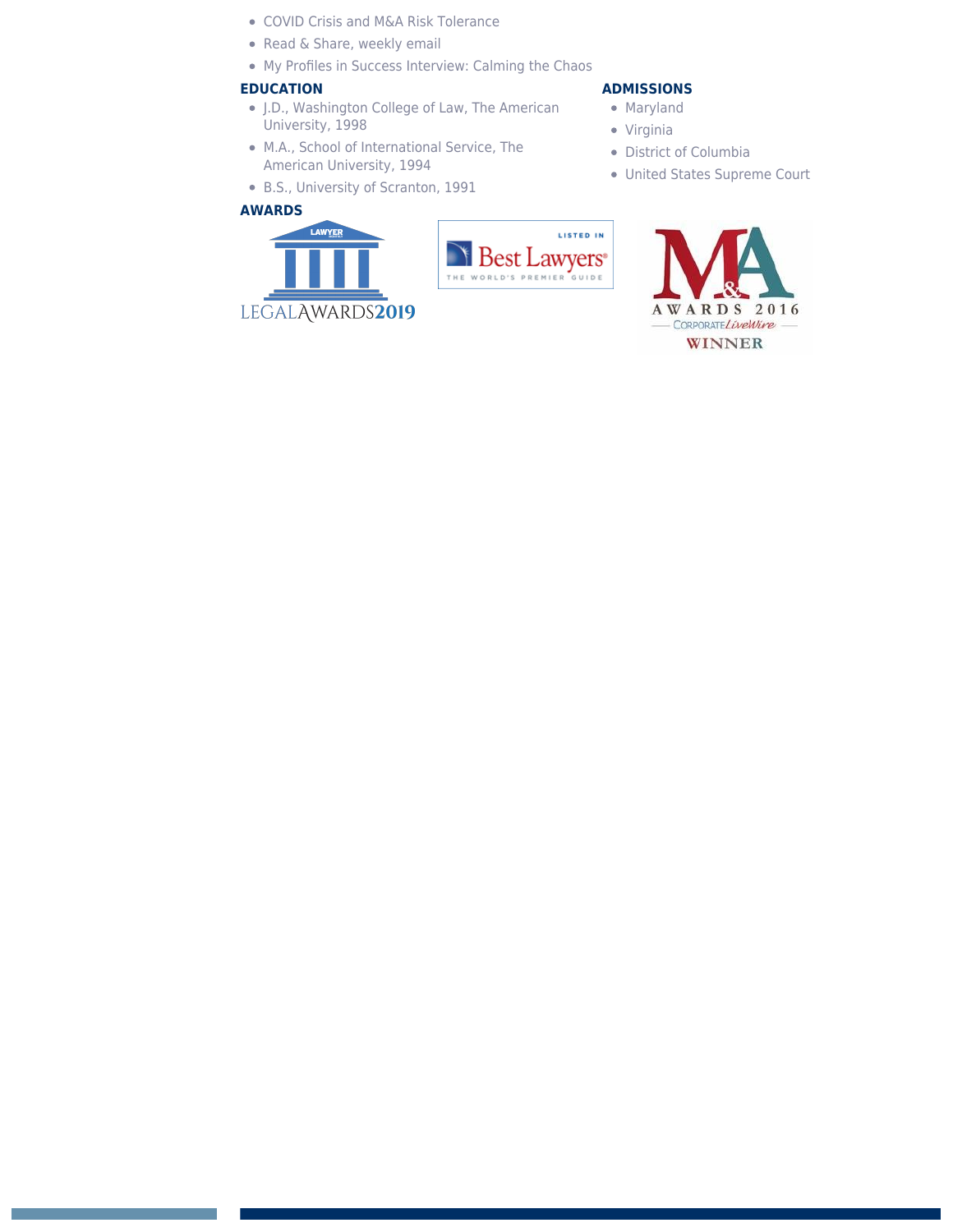- COVID Crisis and M&A Risk Tolerance
- Read & Share, weekly email
- My Profiles in Success Interview: Calming the Chaos

## EDUCATION

- J.D., Washington College of Law, The American University, 1998
- M.A., School of International Service, The American University, 1994
- B.S., University of Scranton, 1991

## ADMISSIONS

- Maryland
- Virginia
- District of Columbia
- United States Supreme Court

## AWARDS